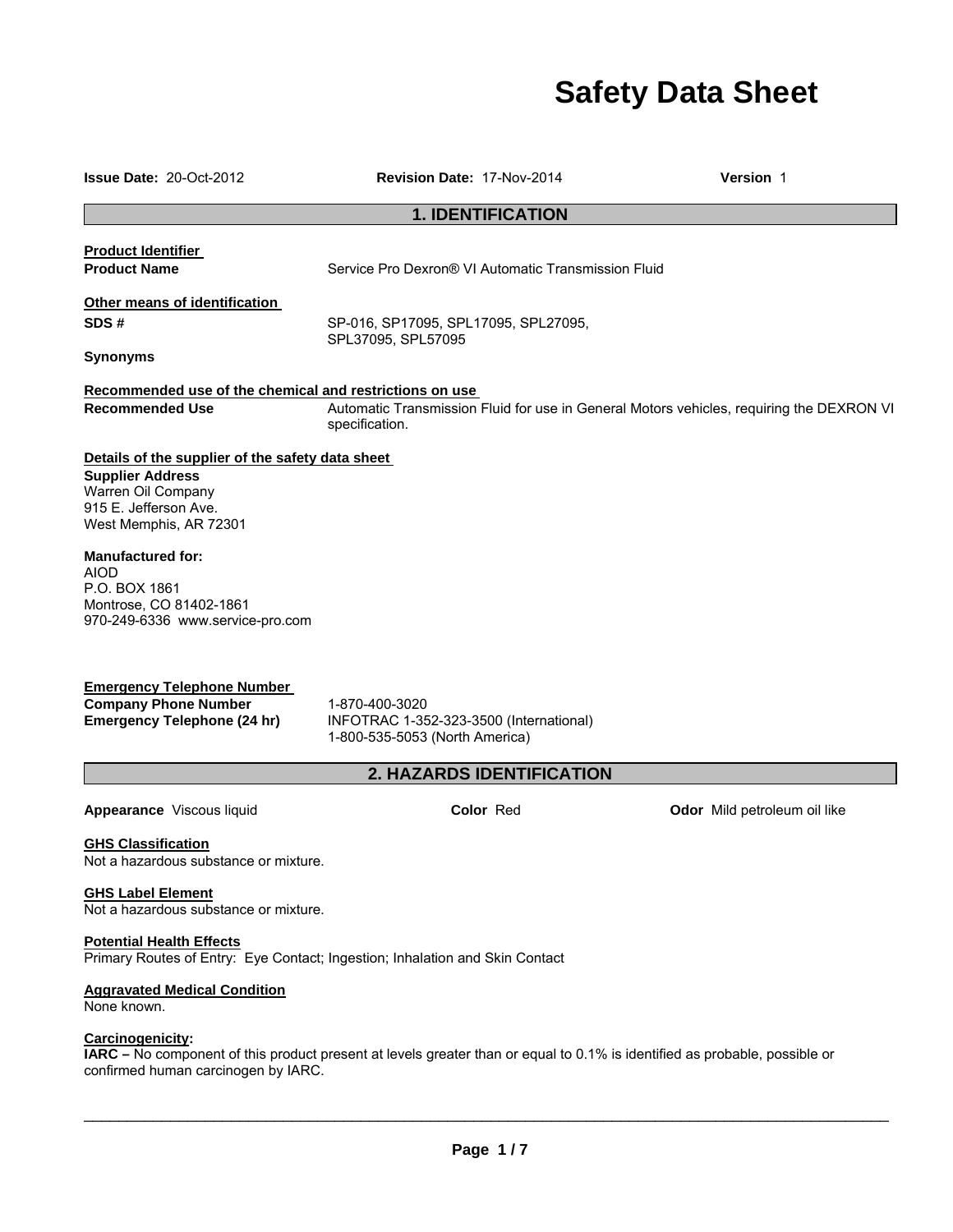# Safety Data Sheet

**Issue Date:** 20-Oct-2012 **Revision Date:** 17-Nov-2014 **Version** 1

## 1. IDENTIFICATION

**Product Identifier**

**Product Name** Service Pro Dexron® VI Automatic Transmission Fluid

**Other means of identification**

**SDS #** SP-016, SP17095, SPL17095, SPL27095, SPL37095, SPL57095

**Synonyms**

**Recommended use of the chemical and restrictions on use**

**Recommended Use** Automatic Transmission Fluid for use in General Motors vehicles, requiring the DEXRON VI specification.

**Details of the supplier of the safety data sheet**

**Supplier Address**
Warren Oil Company
915 E. Jefferson Ave.
West Memphis, AR 72301

**Manufactured for:**
AIOD
P.O. BOX 1861
Montrose, CO 81402-1861
970-249-6336 www.service-pro.com

**Emergency Telephone Number**

**Company Phone Number** 1-870-400-3020

**Emergency Telephone (24 hr)** INFOTRAC 1-352-323-3500 (International)
1-800-535-5053 (North America)

## 2. HAZARDS IDENTIFICATION

**Appearance** Viscous liquid **Color** Red **Odor** Mild petroleum oil like

**GHS Classification**
Not a hazardous substance or mixture.

**GHS Label Element**
Not a hazardous substance or mixture.

**Potential Health Effects**
Primary Routes of Entry: Eye Contact; Ingestion; Inhalation and Skin Contact

**Aggravated Medical Condition**
None known.

**Carcinogenicity:**
**IARC –** No component of this product present at levels greater than or equal to 0.1% is identified as probable, possible or confirmed human carcinogen by IARC.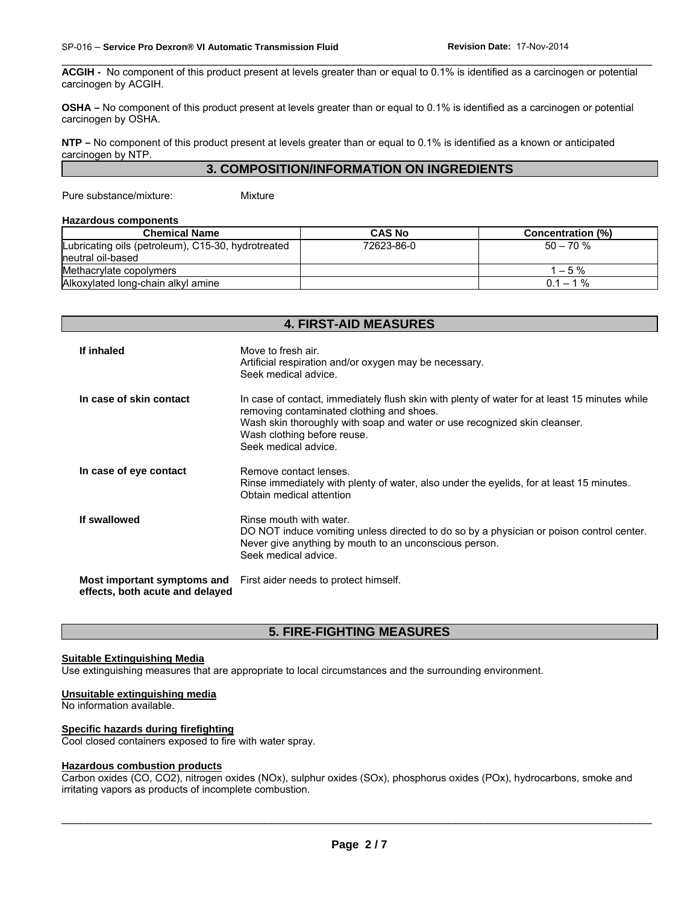**ACGIH -** No component of this product present at levels greater than or equal to 0.1% is identified as a carcinogen or potential carcinogen by ACGIH.

**OSHA –** No component of this product present at levels greater than or equal to 0.1% is identified as a carcinogen or potential carcinogen by OSHA.

**NTP –** No component of this product present at levels greater than or equal to 0.1% is identified as a known or anticipated carcinogen by NTP.

## 3. COMPOSITION/INFORMATION ON INGREDIENTS

Pure substance/mixture: Mixture

**Hazardous components**

| Chemical Name | CAS No | Concentration (%) |
|---|---|---|
| Lubricating oils (petroleum), C15-30, hydrotreated neutral oil-based | 72623-86-0 | 50 – 70 % |
| Methacrylate copolymers | | 1 – 5 % |
| Alkoxylated long-chain alkyl amine | | 0.1 – 1 % |

## 4. FIRST-AID MEASURES

**If inhaled**
Move to fresh air.
Artificial respiration and/or oxygen may be necessary.
Seek medical advice.

**In case of skin contact**
In case of contact, immediately flush skin with plenty of water for at least 15 minutes while removing contaminated clothing and shoes.
Wash skin thoroughly with soap and water or use recognized skin cleanser.
Wash clothing before reuse.
Seek medical advice.

**In case of eye contact**
Remove contact lenses.
Rinse immediately with plenty of water, also under the eyelids, for at least 15 minutes.
Obtain medical attention

**If swallowed**
Rinse mouth with water.
DO NOT induce vomiting unless directed to do so by a physician or poison control center.
Never give anything by mouth to an unconscious person.
Seek medical advice.

**Most important symptoms and effects, both acute and delayed**
First aider needs to protect himself.

## 5. FIRE-FIGHTING MEASURES

**Suitable Extinguishing Media**
Use extinguishing measures that are appropriate to local circumstances and the surrounding environment.

**Unsuitable extinguishing media**
No information available.

**Specific hazards during firefighting**
Cool closed containers exposed to fire with water spray.

**Hazardous combustion products**
Carbon oxides (CO, $CO_2$), nitrogen oxides (NOx), sulphur oxides (SOx), phosphorus oxides (POx), hydrocarbons, smoke and irritating vapors as products of incomplete combustion.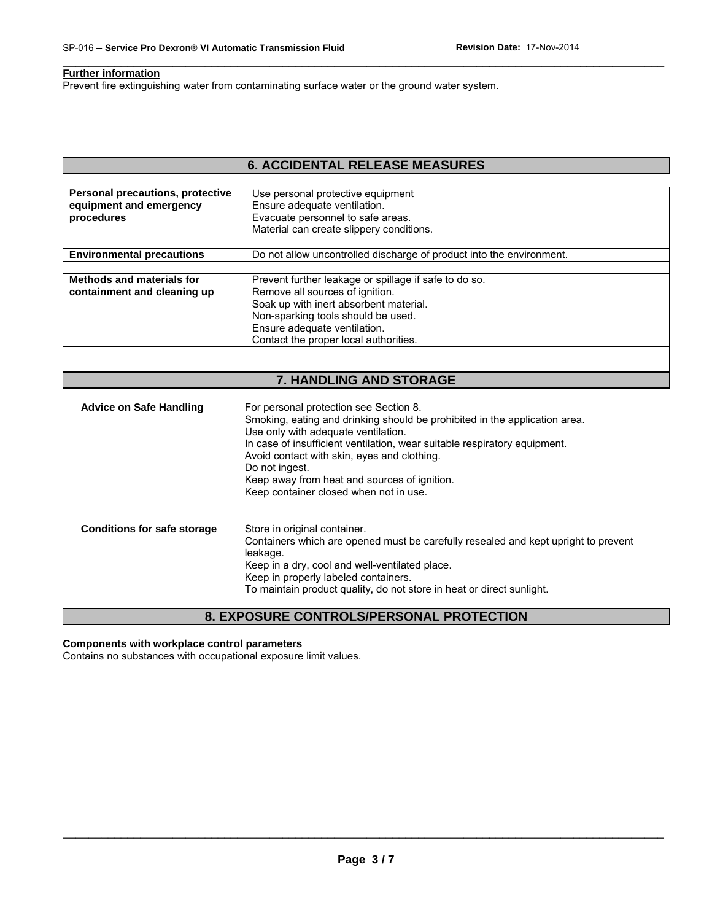**Further information**

Prevent fire extinguishing water from contaminating surface water or the ground water system.

## 6. ACCIDENTAL RELEASE MEASURES

| | |
|---|---|
| **Personal precautions, protective equipment and emergency procedures** | Use personal protective equipment<br>Ensure adequate ventilation.<br>Evacuate personnel to safe areas.<br>Material can create slippery conditions. |
| **Environmental precautions** | Do not allow uncontrolled discharge of product into the environment. |
| **Methods and materials for containment and cleaning up** | Prevent further leakage or spillage if safe to do so.<br>Remove all sources of ignition.<br>Soak up with inert absorbent material.<br>Non-sparking tools should be used.<br>Ensure adequate ventilation.<br>Contact the proper local authorities. |

## 7. HANDLING AND STORAGE

**Advice on Safe Handling**

For personal protection see Section 8.
Smoking, eating and drinking should be prohibited in the application area.
Use only with adequate ventilation.
In case of insufficient ventilation, wear suitable respiratory equipment.
Avoid contact with skin, eyes and clothing.
Do not ingest.
Keep away from heat and sources of ignition.
Keep container closed when not in use.

**Conditions for safe storage**

Store in original container.
Containers which are opened must be carefully resealed and kept upright to prevent leakage.
Keep in a dry, cool and well-ventilated place.
Keep in properly labeled containers.
To maintain product quality, do not store in heat or direct sunlight.

## 8. EXPOSURE CONTROLS/PERSONAL PROTECTION

**Components with workplace control parameters**

Contains no substances with occupational exposure limit values.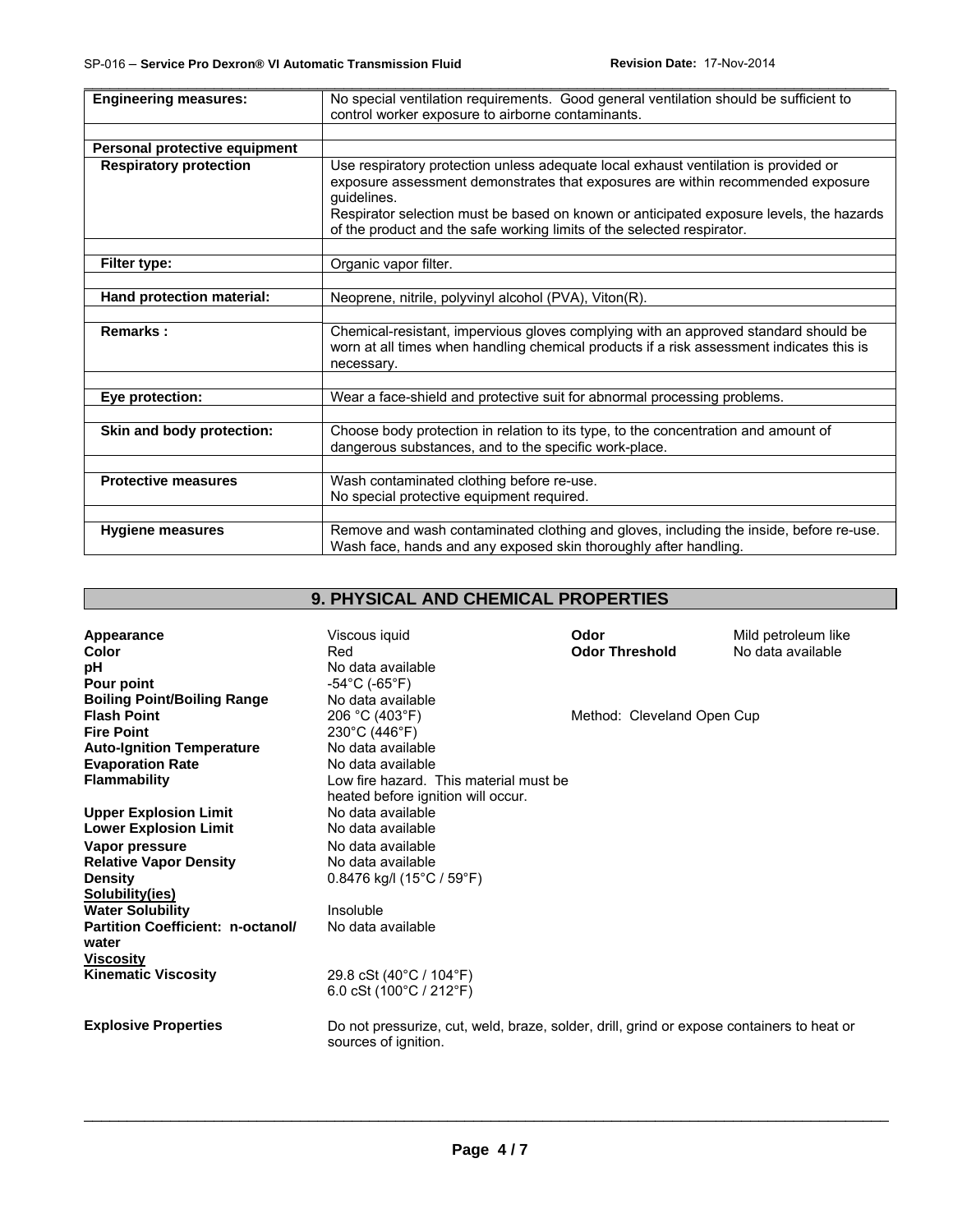| Engineering measures: | No special ventilation requirements. Good general ventilation should be sufficient to control worker exposure to airborne contaminants. |
|---|---|
| | |
| **Personal protective equipment** | |
| **Respiratory protection** | Use respiratory protection unless adequate local exhaust ventilation is provided or exposure assessment demonstrates that exposures are within recommended exposure guidelines.<br>Respirator selection must be based on known or anticipated exposure levels, the hazards of the product and the safe working limits of the selected respirator. |
| | |
| **Filter type:** | Organic vapor filter. |
| | |
| **Hand protection material:** | Neoprene, nitrile, polyvinyl alcohol (PVA), Viton(R). |
| | |
| **Remarks :** | Chemical-resistant, impervious gloves complying with an approved standard should be worn at all times when handling chemical products if a risk assessment indicates this is necessary. |
| | |
| **Eye protection:** | Wear a face-shield and protective suit for abnormal processing problems. |
| | |
| **Skin and body protection:** | Choose body protection in relation to its type, to the concentration and amount of dangerous substances, and to the specific work-place. |
| | |
| **Protective measures** | Wash contaminated clothing before re-use.<br>No special protective equipment required. |
| | |
| **Hygiene measures** | Remove and wash contaminated clothing and gloves, including the inside, before re-use. Wash face, hands and any exposed skin thoroughly after handling. |

## 9. PHYSICAL AND CHEMICAL PROPERTIES

| | | | |
|---|---|---|---|
| **Appearance** | Viscous iquid | **Odor** | Mild petroleum like |
| **Color** | Red | **Odor Threshold** | No data available |
| **pH** | No data available | | |
| **Pour point** | -54°C (-65°F) | | |
| **Boiling Point/Boiling Range** | No data available | | |
| **Flash Point** | 206 °C (403°F) | Method: Cleveland Open Cup | |
| **Fire Point** | 230°C (446°F) | | |
| **Auto-Ignition Temperature** | No data available | | |
| **Evaporation Rate** | No data available | | |
| **Flammability** | Low fire hazard. This material must be heated before ignition will occur. | | |
| **Upper Explosion Limit** | No data available | | |
| **Lower Explosion Limit** | No data available | | |
| **Vapor pressure** | No data available | | |
| **Relative Vapor Density** | No data available | | |
| **Density** | 0.8476 kg/l (15°C / 59°F) | | |
| **Solubility(ies)** | | | |
| **Water Solubility** | Insoluble | | |
| **Partition Coefficient: n-octanol/ water** | No data available | | |
| **Viscosity** | | | |
| **Kinematic Viscosity** | 29.8 cSt (40°C / 104°F)<br>6.0 cSt (100°C / 212°F) | | |
| **Explosive Properties** | Do not pressurize, cut, weld, braze, solder, drill, grind or expose containers to heat or sources of ignition. | | |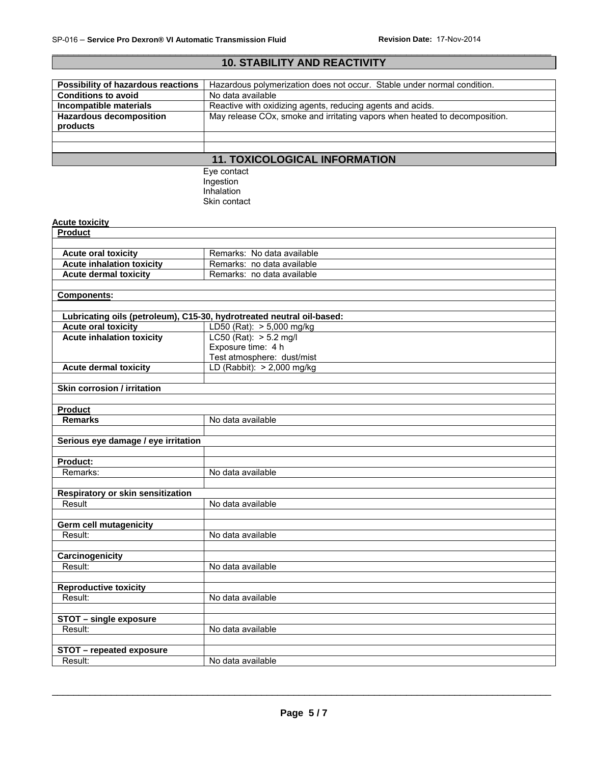## 10. STABILITY AND REACTIVITY

| | |
|---|---|
| **Possibility of hazardous reactions** | Hazardous polymerization does not occur. Stable under normal condition. |
| **Conditions to avoid** | No data available |
| **Incompatible materials** | Reactive with oxidizing agents, reducing agents and acids. |
| **Hazardous decomposition products** | May release COx, smoke and irritating vapors when heated to decomposition. |

## 11. TOXICOLOGICAL INFORMATION

Eye contact
Ingestion
Inhalation
Skin contact

**Acute toxicity**

| | |
|---|---|
| **Product** | |
| **Acute oral toxicity** | Remarks: No data available |
| **Acute inhalation toxicity** | Remarks: no data available |
| **Acute dermal toxicity** | Remarks: no data available |
| **Components:** | |
| **Lubricating oils (petroleum), C15-30, hydrotreated neutral oil-based:** | |
| **Acute oral toxicity** | LD50 (Rat): > 5,000 mg/kg |
| **Acute inhalation toxicity** | LC50 (Rat): > 5.2 mg/l<br>Exposure time: 4 h<br>Test atmosphere: dust/mist |
| **Acute dermal toxicity** | LD (Rabbit): > 2,000 mg/kg |

| | |
|---|---|
| **Skin corrosion / irritation** | |
| **Product** | |
| **Remarks** | No data available |
| **Serious eye damage / eye irritation** | |
| **Product:** | |
| Remarks: | No data available |
| **Respiratory or skin sensitization** | |
| Result | No data available |
| **Germ cell mutagenicity** | |
| Result: | No data available |
| **Carcinogenicity** | |
| Result: | No data available |
| **Reproductive toxicity** | |
| Result: | No data available |
| **STOT – single exposure** | |
| Result: | No data available |
| **STOT – repeated exposure** | |
| Result: | No data available |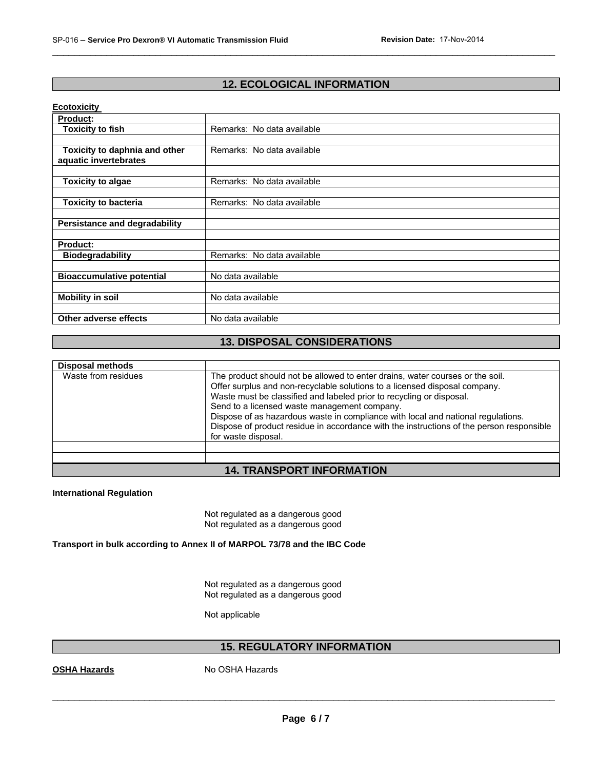## 12. ECOLOGICAL INFORMATION

**Ecotoxicity**

| | |
|---|---|
| **Product:** | |
| **Toxicity to fish** | Remarks: No data available |
| | |
| **Toxicity to daphnia and other aquatic invertebrates** | Remarks: No data available |
| | |
| **Toxicity to algae** | Remarks: No data available |
| | |
| **Toxicity to bacteria** | Remarks: No data available |
| | |
| **Persistance and degradability** | |
| | |
| **Product:** | |
| **Biodegradability** | Remarks: No data available |
| | |
| **Bioaccumulative potential** | No data available |
| | |
| **Mobility in soil** | No data available |
| | |
| **Other adverse effects** | No data available |

## 13. DISPOSAL CONSIDERATIONS

| **Disposal methods** | |
|---|---|
| Waste from residues | The product should not be allowed to enter drains, water courses or the soil.<br>Offer surplus and non-recyclable solutions to a licensed disposal company.<br>Waste must be classified and labeled prior to recycling or disposal.<br>Send to a licensed waste management company.<br>Dispose of as hazardous waste in compliance with local and national regulations.<br>Dispose of product residue in accordance with the instructions of the person responsible for waste disposal. |
| | |
| | |

## 14. TRANSPORT INFORMATION

**International Regulation**

Not regulated as a dangerous good
Not regulated as a dangerous good

**Transport in bulk according to Annex II of MARPOL 73/78 and the IBC Code**

Not regulated as a dangerous good
Not regulated as a dangerous good

Not applicable

## 15. REGULATORY INFORMATION

**OSHA Hazards** No OSHA Hazards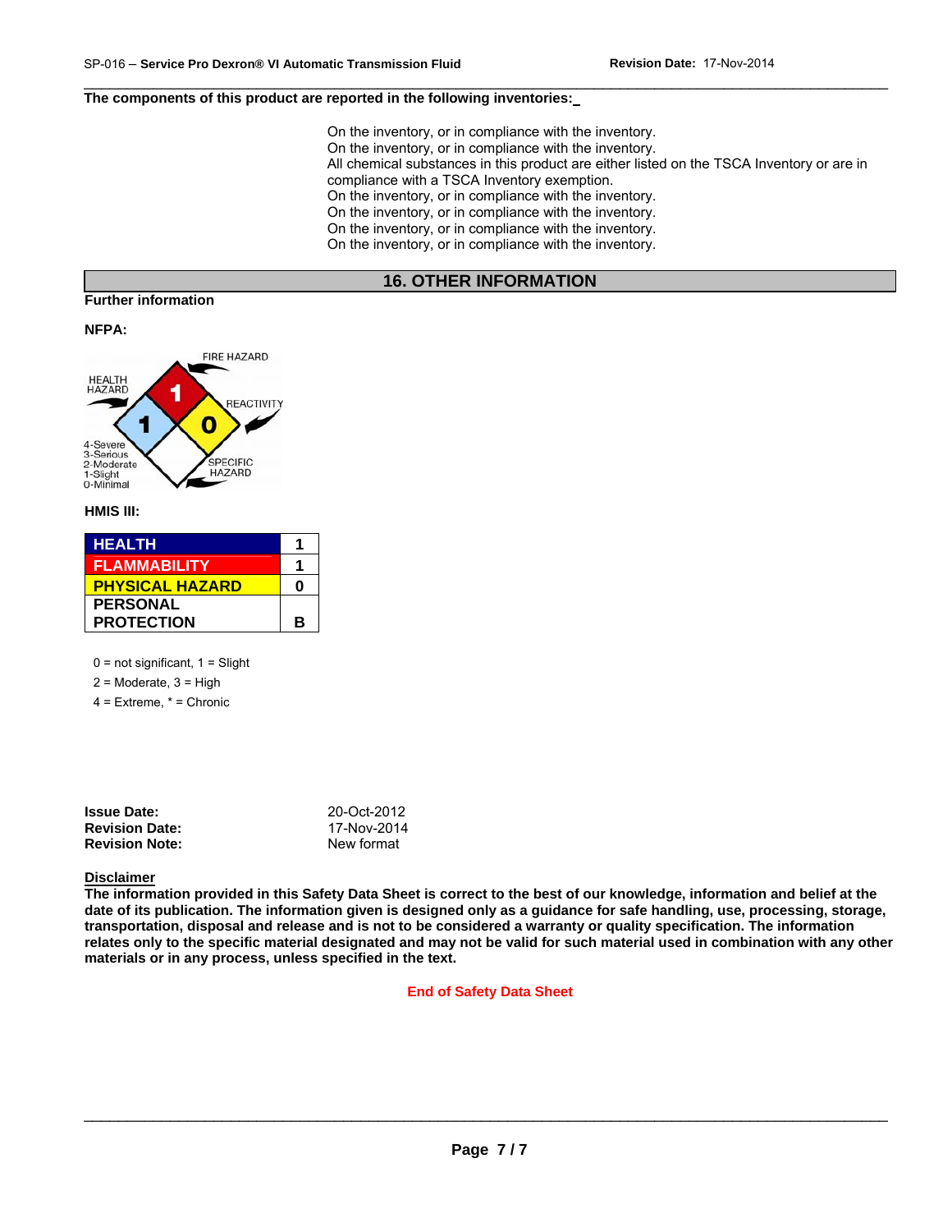**The components of this product are reported in the following inventories:**

On the inventory, or in compliance with the inventory.
On the inventory, or in compliance with the inventory.
All chemical substances in this product are either listed on the TSCA Inventory or are in compliance with a TSCA Inventory exemption.
On the inventory, or in compliance with the inventory.
On the inventory, or in compliance with the inventory.
On the inventory, or in compliance with the inventory.
On the inventory, or in compliance with the inventory.

## 16. OTHER INFORMATION

**Further information**

**NFPA:**

FIRE HAZARD 1
HEALTH HAZARD 1
REACTIVITY 0
SPECIFIC HAZARD

4-Severe
3-Serious
2-Moderate
1-Slight
0-Minimal

**HMIS III:**

| | |
|---|---|
| HEALTH | 1 |
| FLAMMABILITY | 1 |
| PHYSICAL HAZARD | 0 |
| PERSONAL PROTECTION | B |

0 = not significant, 1 = Slight
2 = Moderate, 3 = High
4 = Extreme, * = Chronic

**Issue Date:** 20-Oct-2012
**Revision Date:** 17-Nov-2014
**Revision Note:** New format

**Disclaimer**

**The information provided in this Safety Data Sheet is correct to the best of our knowledge, information and belief at the date of its publication. The information given is designed only as a guidance for safe handling, use, processing, storage, transportation, disposal and release and is not to be considered a warranty or quality specification. The information relates only to the specific material designated and may not be valid for such material used in combination with any other materials or in any process, unless specified in the text.**

**End of Safety Data Sheet**